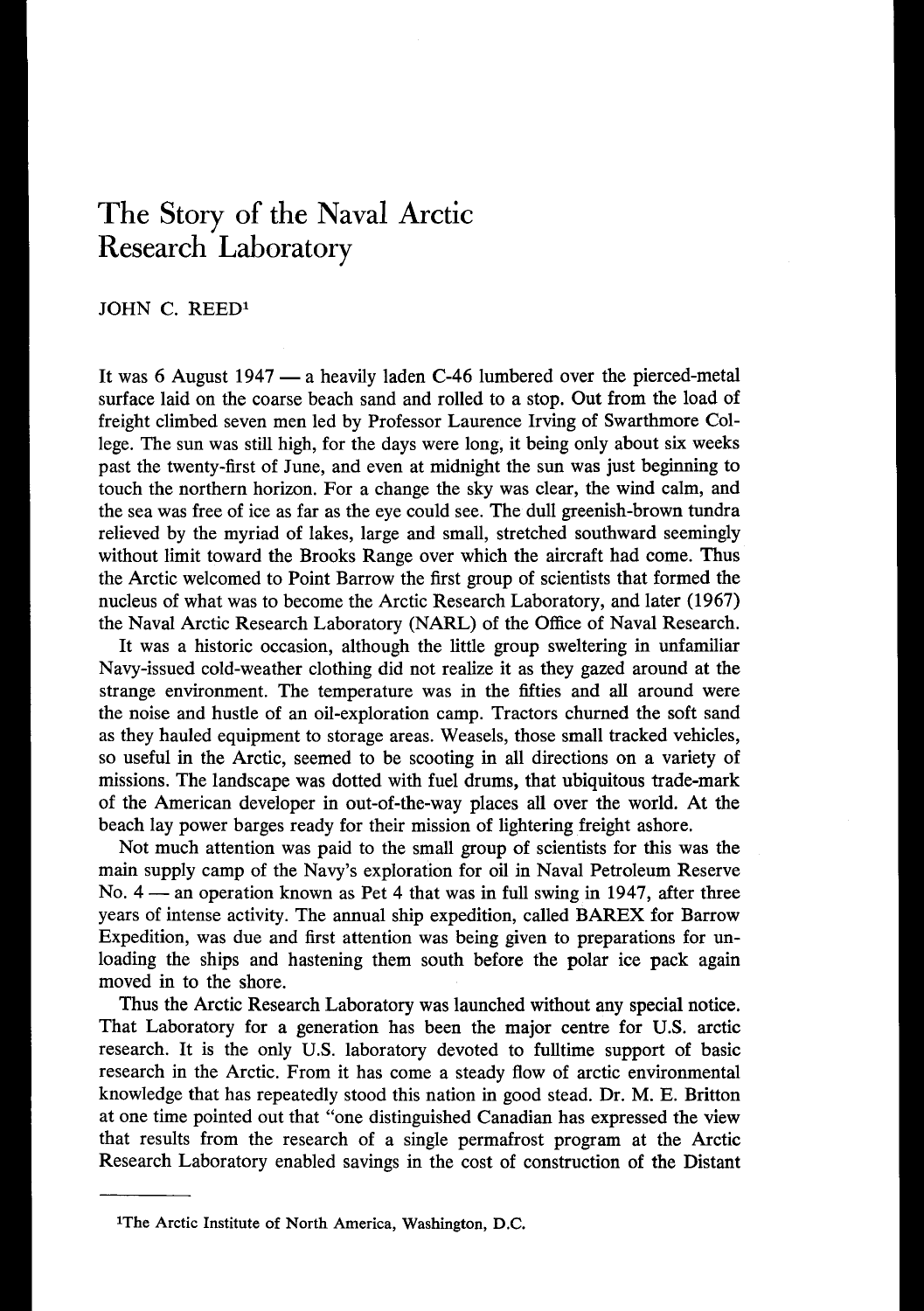# The Story of the Naval Arctic Research Laboratory

JOHN C. REED[1]

It was 6 August 1947 — a heavily laden C-46 lumbered over the pierced-metal surface laid on the coarse beach sand and rolled to a stop. Out from the load of freight climbed seven men led by Professor Laurence Irving of Swarthmore College. The sun was still high, for the days were long, it being only about six weeks past the twenty-first of June, and even at midnight the sun was just beginning to touch the northern horizon. For a change the sky was clear, the wind calm, and the sea was free of ice as far as the eye could see. The dull greenish-brown tundra relieved by the myriad of lakes, large and small, stretched southward seemingly without limit toward the Brooks Range over which the aircraft had come. Thus the Arctic welcomed to Point Barrow the first group of scientists that formed the nucleus of what was to become the Arctic Research Laboratory, and later (1967) the Naval Arctic Research Laboratory (NARL) of the Office of Naval Research.

It was a historic occasion, although the little group sweltering in unfamiliar Navy-issued cold-weather clothing did not realize it as they gazed around at the strange environment. The temperature was in the fifties and all around were the noise and hustle of an oil-exploration camp. Tractors churned the soft sand as they hauled equipment to storage areas. Weasels, those small tracked vehicles, so useful in the Arctic, seemed to be scooting in all directions on a variety of missions. The landscape was dotted with fuel drums, that ubiquitous trade-mark of the American developer in out-of-the-way places all over the world. At the beach lay power barges ready for their mission of lightering freight ashore.

Not much attention was paid to the small group of scientists for this was the main supply camp of the Navy's exploration for oil in Naval Petroleum Reserve No. 4 — an operation known as Pet 4 that was in full swing in 1947, after three years of intense activity. The annual ship expedition, called BAREX for Barrow Expedition, was due and first attention was being given to preparations for unloading the ships and hastening them south before the polar ice pack again moved in to the shore.

Thus the Arctic Research Laboratory was launched without any special notice. That Laboratory for a generation has been the major centre for U.S. arctic research. It is the only U.S. laboratory devoted to fulltime support of basic research in the Arctic. From it has come a steady flow of arctic environmental knowledge that has repeatedly stood this nation in good stead. Dr. M. E. Britton at one time pointed out that "one distinguished Canadian has expressed the view that results from the research of a single permafrost program at the Arctic Research Laboratory enabled savings in the cost of construction of the Distant

---

[1]The Arctic Institute of North America, Washington, D.C.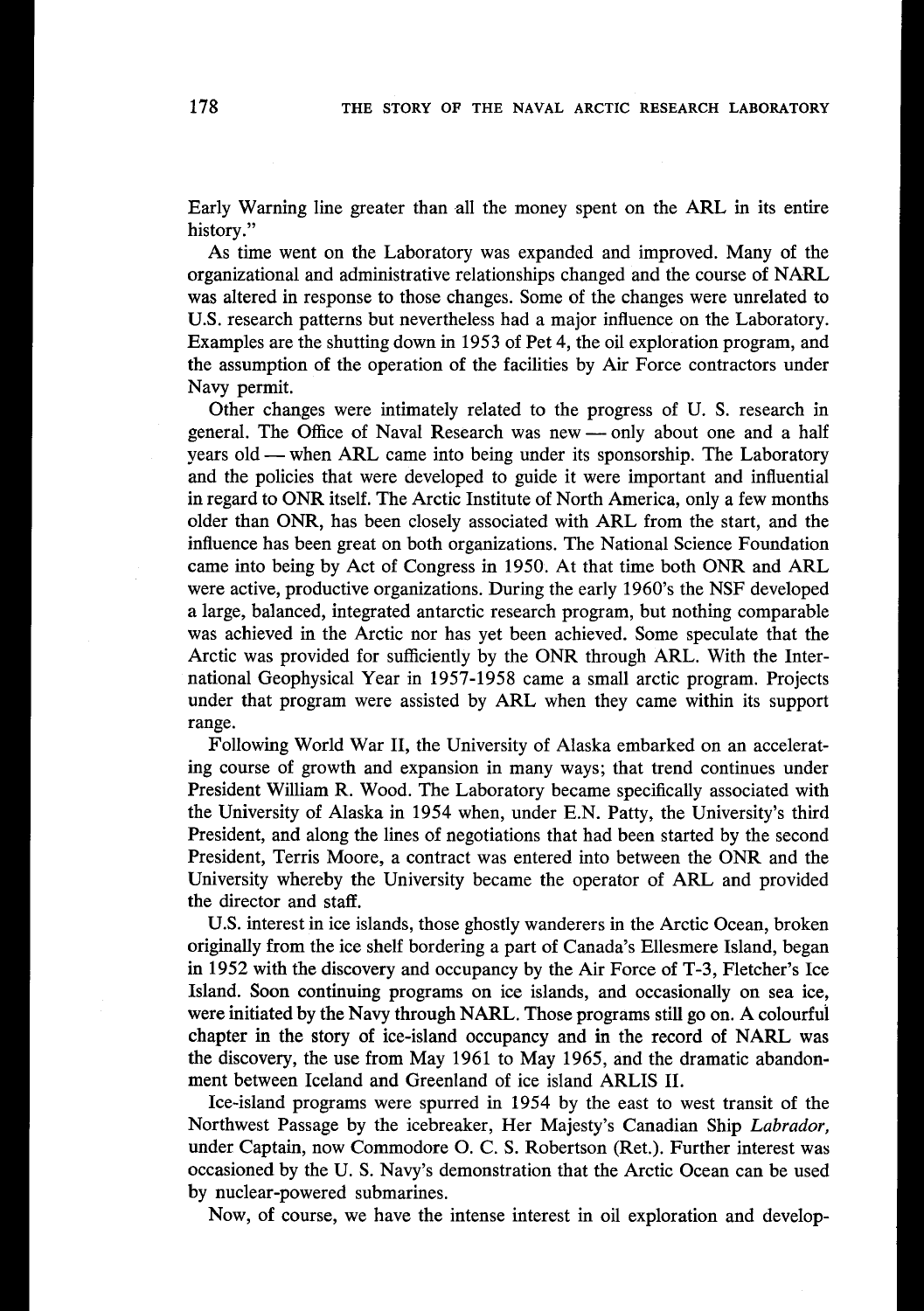Early Warning line greater than all the money spent on the ARL in its entire history."

As time went on the Laboratory was expanded and improved. Many of the organizational and administrative relationships changed and the course of NARL was altered in response to those changes. Some of the changes were unrelated to U.S. research patterns but nevertheless had a major influence on the Laboratory. Examples are the shutting down in 1953 of Pet 4, the oil exploration program, and the assumption of the operation of the facilities by Air Force contractors under Navy permit.

Other changes were intimately related to the progress of U. S. research in general. The Office of Naval Research was new — only about one and a half years old — when ARL came into being under its sponsorship. The Laboratory and the policies that were developed to guide it were important and influential in regard to ONR itself. The Arctic Institute of North America, only a few months older than ONR, has been closely associated with ARL from the start, and the influence has been great on both organizations. The National Science Foundation came into being by Act of Congress in 1950. At that time both ONR and ARL were active, productive organizations. During the early 1960's the NSF developed a large, balanced, integrated antarctic research program, but nothing comparable was achieved in the Arctic nor has yet been achieved. Some speculate that the Arctic was provided for sufficiently by the ONR through ARL. With the International Geophysical Year in 1957-1958 came a small arctic program. Projects under that program were assisted by ARL when they came within its support range.

Following World War II, the University of Alaska embarked on an accelerating course of growth and expansion in many ways; that trend continues under President William R. Wood. The Laboratory became specifically associated with the University of Alaska in 1954 when, under E.N. Patty, the University's third President, and along the lines of negotiations that had been started by the second President, Terris Moore, a contract was entered into between the ONR and the University whereby the University became the operator of ARL and provided the director and staff.

U.S. interest in ice islands, those ghostly wanderers in the Arctic Ocean, broken originally from the ice shelf bordering a part of Canada's Ellesmere Island, began in 1952 with the discovery and occupancy by the Air Force of T-3, Fletcher's Ice Island. Soon continuing programs on ice islands, and occasionally on sea ice, were initiated by the Navy through NARL. Those programs still go on. A colourful chapter in the story of ice-island occupancy and in the record of NARL was the discovery, the use from May 1961 to May 1965, and the dramatic abandonment between Iceland and Greenland of ice island ARLIS II.

Ice-island programs were spurred in 1954 by the east to west transit of the Northwest Passage by the icebreaker, Her Majesty's Canadian Ship *Labrador,* under Captain, now Commodore O. C. S. Robertson (Ret.). Further interest was occasioned by the U. S. Navy's demonstration that the Arctic Ocean can be used by nuclear-powered submarines.

Now, of course, we have the intense interest in oil exploration and develop-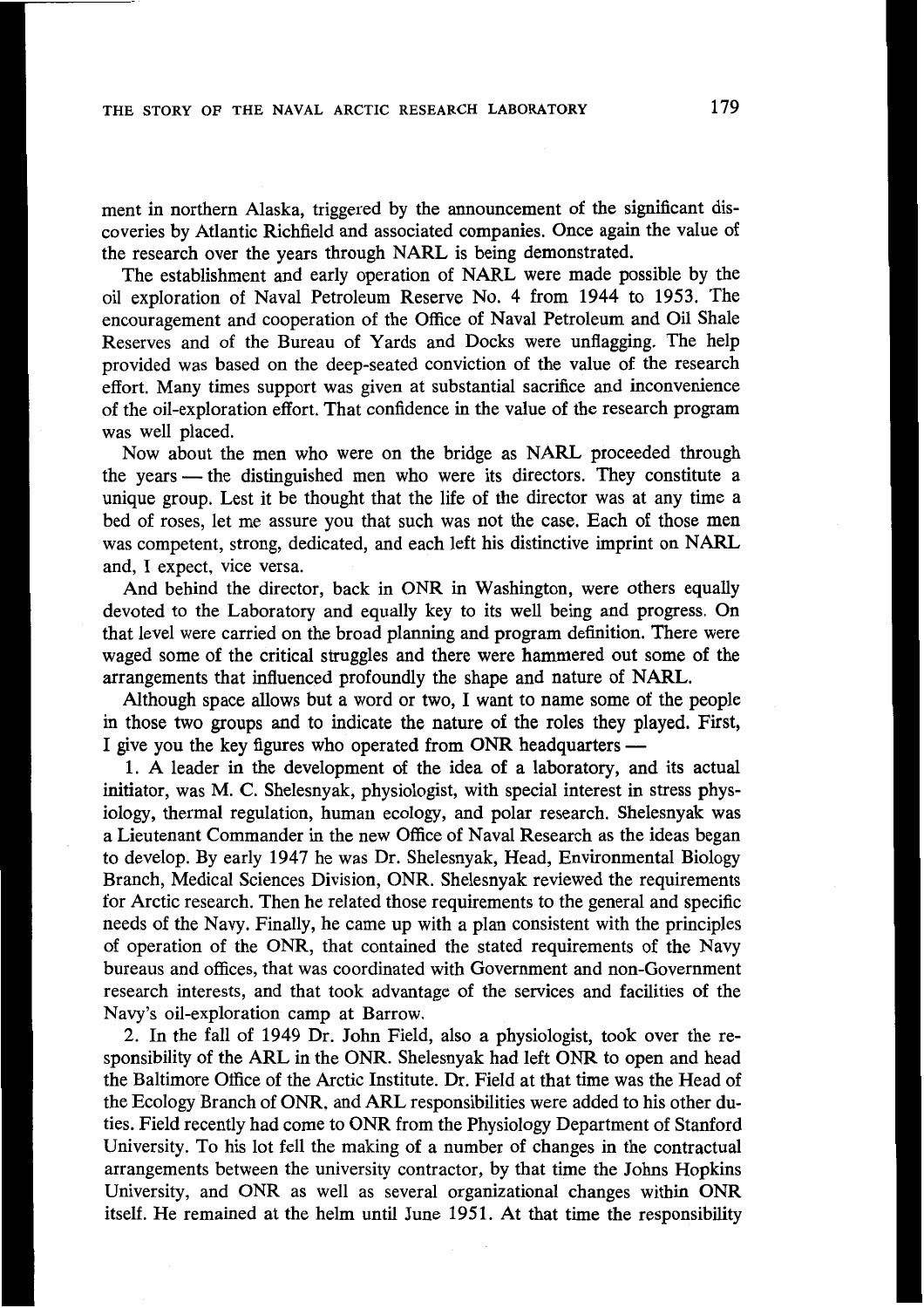ment in northern Alaska, triggered by the announcement of the significant discoveries by Atlantic Richfield and associated companies. Once again the value of the research over the years through NARL is being demonstrated.

The establishment and early operation of NARL were made possible by the oil exploration of Naval Petroleum Reserve No. 4 from 1944 to 1953. The encouragement and cooperation of the Office of Naval Petroleum and Oil Shale Reserves and of the Bureau of Yards and Docks were unflagging. The help provided was based on the deep-seated conviction of the value of the research effort. Many times support was given at substantial sacrifice and inconvenience of the oil-exploration effort. That confidence in the value of the research program was well placed.

Now about the men who were on the bridge as NARL proceeded through the years — the distinguished men who were its directors. They constitute a unique group. Lest it be thought that the life of the director was at any time a bed of roses, let me assure you that such was not the case. Each of those men was competent, strong, dedicated, and each left his distinctive imprint on NARL and, I expect, vice versa.

And behind the director, back in ONR in Washington, were others equally devoted to the Laboratory and equally key to its well being and progress. On that level were carried on the broad planning and program definition. There were waged some of the critical struggles and there were hammered out some of the arrangements that influenced profoundly the shape and nature of NARL.

Although space allows but a word or two, I want to name some of the people in those two groups and to indicate the nature of the roles they played. First, I give you the key figures who operated from ONR headquarters —

1. A leader in the development of the idea of a laboratory, and its actual initiator, was M. C. Shelesnyak, physiologist, with special interest in stress physiology, thermal regulation, human ecology, and polar research. Shelesnyak was a Lieutenant Commander in the new Office of Naval Research as the ideas began to develop. By early 1947 he was Dr. Shelesnyak, Head, Environmental Biology Branch, Medical Sciences Division, ONR. Shelesnyak reviewed the requirements for Arctic research. Then he related those requirements to the general and specific needs of the Navy. Finally, he came up with a plan consistent with the principles of operation of the ONR, that contained the stated requirements of the Navy bureaus and offices, that was coordinated with Government and non-Government research interests, and that took advantage of the services and facilities of the Navy's oil-exploration camp at Barrow.

2. In the fall of 1949 Dr. John Field, also a physiologist, took over the responsibility of the ARL in the ONR. Shelesnyak had left ONR to open and head the Baltimore Office of the Arctic Institute. Dr. Field at that time was the Head of the Ecology Branch of ONR, and ARL responsibilities were added to his other duties. Field recently had come to ONR from the Physiology Department of Stanford University. To his lot fell the making of a number of changes in the contractual arrangements between the university contractor, by that time the Johns Hopkins University, and ONR as well as several organizational changes within ONR itself. He remained at the helm until June 1951. At that time the responsibility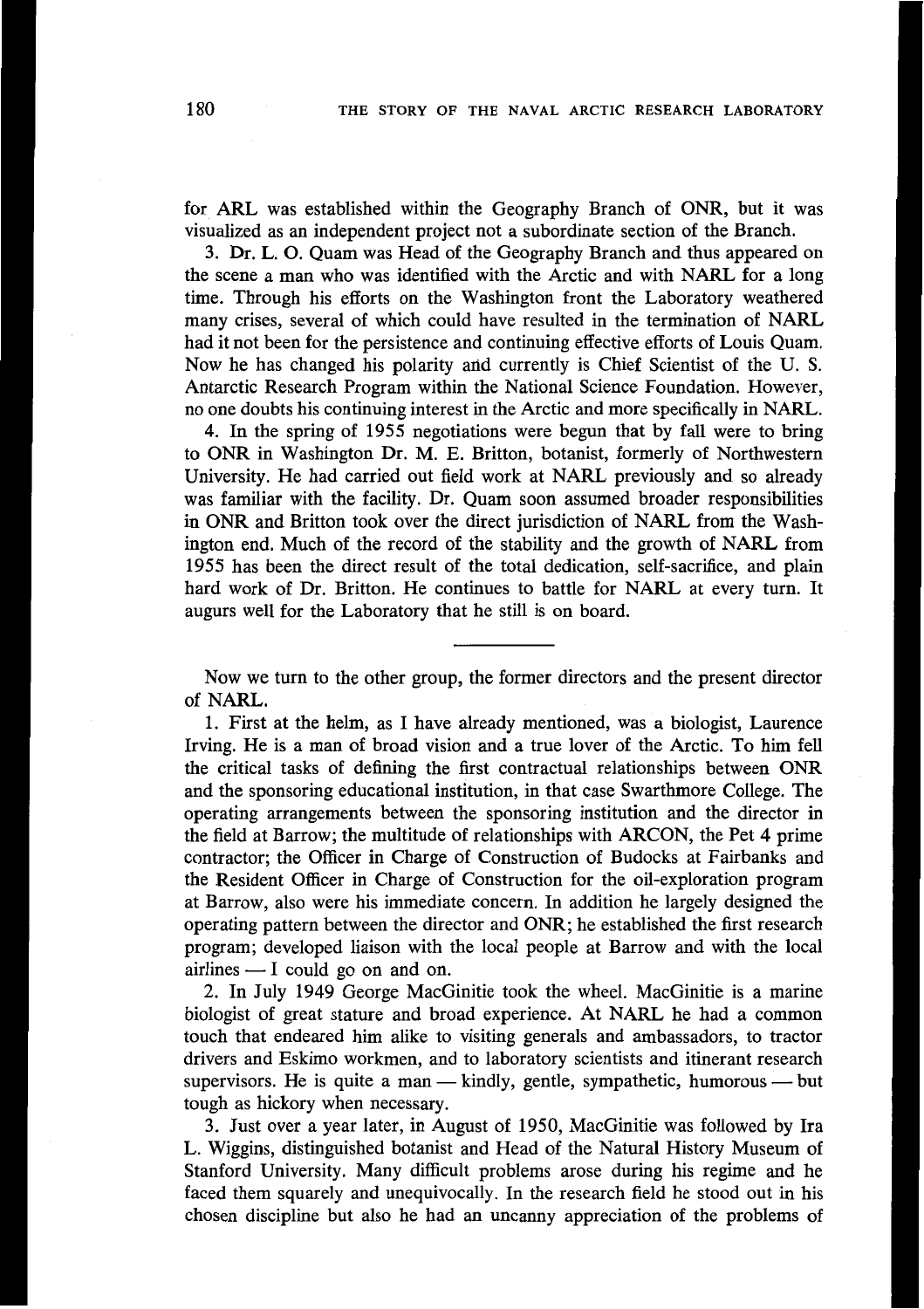for ARL was established within the Geography Branch of ONR, but it was visualized as an independent project not a subordinate section of the Branch.

3. Dr. L. O. Quam was Head of the Geography Branch and thus appeared on the scene a man who was identified with the Arctic and with NARL for a long time. Through his efforts on the Washington front the Laboratory weathered many crises, several of which could have resulted in the termination of NARL had it not been for the persistence and continuing effective efforts of Louis Quam. Now he has changed his polarity and currently is Chief Scientist of the U. S. Antarctic Research Program within the National Science Foundation. However, no one doubts his continuing interest in the Arctic and more specifically in NARL.

4. In the spring of 1955 negotiations were begun that by fall were to bring to ONR in Washington Dr. M. E. Britton, botanist, formerly of Northwestern University. He had carried out field work at NARL previously and so already was familiar with the facility. Dr. Quam soon assumed broader responsibilities in ONR and Britton took over the direct jurisdiction of NARL from the Washington end. Much of the record of the stability and the growth of NARL from 1955 has been the direct result of the total dedication, self-sacrifice, and plain hard work of Dr. Britton. He continues to battle for NARL at every turn. It augurs well for the Laboratory that he still is on board.

---

Now we turn to the other group, the former directors and the present director of NARL.

1. First at the helm, as I have already mentioned, was a biologist, Laurence Irving. He is a man of broad vision and a true lover of the Arctic. To him fell the critical tasks of defining the first contractual relationships between ONR and the sponsoring educational institution, in that case Swarthmore College. The operating arrangements between the sponsoring institution and the director in the field at Barrow; the multitude of relationships with ARCON, the Pet 4 prime contractor; the Officer in Charge of Construction of Budocks at Fairbanks and the Resident Officer in Charge of Construction for the oil-exploration program at Barrow, also were his immediate concern. In addition he largely designed the operating pattern between the director and ONR; he established the first research program; developed liaison with the local people at Barrow and with the local airlines — I could go on and on.

2. In July 1949 George MacGinitie took the wheel. MacGinitie is a marine biologist of great stature and broad experience. At NARL he had a common touch that endeared him alike to visiting generals and ambassadors, to tractor drivers and Eskimo workmen, and to laboratory scientists and itinerant research supervisors. He is quite a man — kindly, gentle, sympathetic, humorous — but tough as hickory when necessary.

3. Just over a year later, in August of 1950, MacGinitie was followed by Ira L. Wiggins, distinguished botanist and Head of the Natural History Museum of Stanford University. Many difficult problems arose during his regime and he faced them squarely and unequivocally. In the research field he stood out in his chosen discipline but also he had an uncanny appreciation of the problems of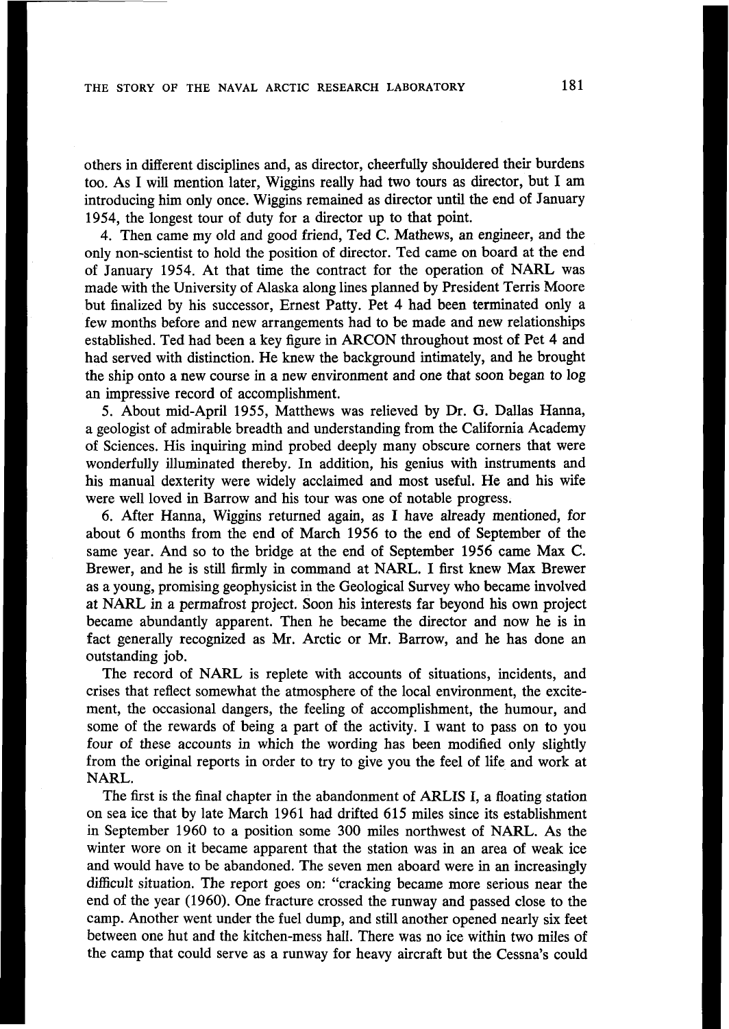others in different disciplines and, as director, cheerfully shouldered their burdens too. As I will mention later, Wiggins really had two tours as director, but I am introducing him only once. Wiggins remained as director until the end of January 1954, the longest tour of duty for a director up to that point.

4. Then came my old and good friend, Ted C. Mathews, an engineer, and the only non-scientist to hold the position of director. Ted came on board at the end of January 1954. At that time the contract for the operation of NARL was made with the University of Alaska along lines planned by President Terris Moore but finalized by his successor, Ernest Patty. Pet 4 had been terminated only a few months before and new arrangements had to be made and new relationships established. Ted had been a key figure in ARCON throughout most of Pet 4 and had served with distinction. He knew the background intimately, and he brought the ship onto a new course in a new environment and one that soon began to log an impressive record of accomplishment.

5. About mid-April 1955, Matthews was relieved by Dr. G. Dallas Hanna, a geologist of admirable breadth and understanding from the California Academy of Sciences. His inquiring mind probed deeply many obscure corners that were wonderfully illuminated thereby. In addition, his genius with instruments and his manual dexterity were widely acclaimed and most useful. He and his wife were well loved in Barrow and his tour was one of notable progress.

6. After Hanna, Wiggins returned again, as I have already mentioned, for about 6 months from the end of March 1956 to the end of September of the same year. And so to the bridge at the end of September 1956 came Max C. Brewer, and he is still firmly in command at NARL. I first knew Max Brewer as a young, promising geophysicist in the Geological Survey who became involved at NARL in a permafrost project. Soon his interests far beyond his own project became abundantly apparent. Then he became the director and now he is in fact generally recognized as Mr. Arctic or Mr. Barrow, and he has done an outstanding job.

The record of NARL is replete with accounts of situations, incidents, and crises that reflect somewhat the atmosphere of the local environment, the excitement, the occasional dangers, the feeling of accomplishment, the humour, and some of the rewards of being a part of the activity. I want to pass on to you four of these accounts in which the wording has been modified only slightly from the original reports in order to try to give you the feel of life and work at NARL.

The first is the final chapter in the abandonment of ARLIS I, a floating station on sea ice that by late March 1961 had drifted 615 miles since its establishment in September 1960 to a position some 300 miles northwest of NARL. As the winter wore on it became apparent that the station was in an area of weak ice and would have to be abandoned. The seven men aboard were in an increasingly difficult situation. The report goes on: "cracking became more serious near the end of the year (1960). One fracture crossed the runway and passed close to the camp. Another went under the fuel dump, and still another opened nearly six feet between one hut and the kitchen-mess hall. There was no ice within two miles of the camp that could serve as a runway for heavy aircraft but the Cessna's could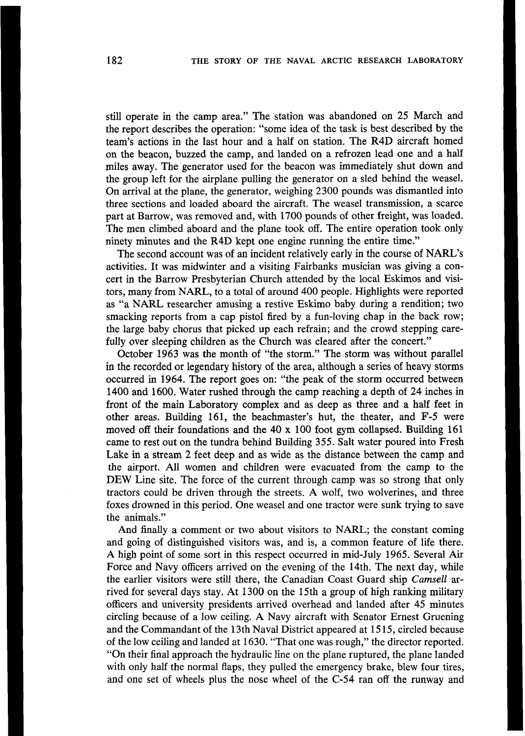still operate in the camp area." The station was abandoned on 25 March and the report describes the operation: "some idea of the task is best described by the team's actions in the last hour and a half on station. The R4D aircraft homed on the beacon, buzzed the camp, and landed on a refrozen lead one and a half miles away. The generator used for the beacon was immediately shut down and the group left for the airplane pulling the generator on a sled behind the weasel. On arrival at the plane, the generator, weighing 2300 pounds was dismantled into three sections and loaded aboard the aircraft. The weasel transmission, a scarce part at Barrow, was removed and, with 1700 pounds of other freight, was loaded. The men climbed aboard and the plane took off. The entire operation took only ninety minutes and the R4D kept one engine running the entire time."

The second account was of an incident relatively early in the course of NARL's activities. It was midwinter and a visiting Fairbanks musician was giving a concert in the Barrow Presbyterian Church attended by the local Eskimos and visitors, many from NARL, to a total of around 400 people. Highlights were reported as "a NARL researcher amusing a restive Eskimo baby during a rendition; two smacking reports from a cap pistol fired by a fun-loving chap in the back row; the large baby chorus that picked up each refrain; and the crowd stepping carefully over sleeping children as the Church was cleared after the concert."

October 1963 was the month of "the storm." The storm was without parallel in the recorded or legendary history of the area, although a series of heavy storms occurred in 1964. The report goes on: "the peak of the storm occurred between 1400 and 1600. Water rushed through the camp reaching a depth of 24 inches in front of the main Laboratory complex and as deep as three and a half feet in other areas. Building 161, the beachmaster's hut, the theater, and F-5 were moved off their foundations and the 40 x 100 foot gym collapsed. Building 161 came to rest out on the tundra behind Building 355. Salt water poured into Fresh Lake in a stream 2 feet deep and as wide as the distance between the camp and the airport. All women and children were evacuated from the camp to the DEW Line site. The force of the current through camp was so strong that only tractors could be driven through the streets. A wolf, two wolverines, and three foxes drowned in this period. One weasel and one tractor were sunk trying to save the animals."

And finally a comment or two about visitors to NARL; the constant coming and going of distinguished visitors was, and is, a common feature of life there. A high point of some sort in this respect occurred in mid-July 1965. Several Air Force and Navy officers arrived on the evening of the 14th. The next day, while the earlier visitors were still there, the Canadian Coast Guard ship *Camsell* arrived for several days stay. At 1300 on the 15th a group of high ranking military officers and university presidents arrived overhead and landed after 45 minutes circling because of a low ceiling. A Navy aircraft with Senator Ernest Gruening and the Commandant of the 13th Naval District appeared at 1515, circled because of the low ceiling and landed at 1630. "That one was rough," the director reported. "On their final approach the hydraulic line on the plane ruptured, the plane landed with only half the normal flaps, they pulled the emergency brake, blew four tires, and one set of wheels plus the nose wheel of the C-54 ran off the runway and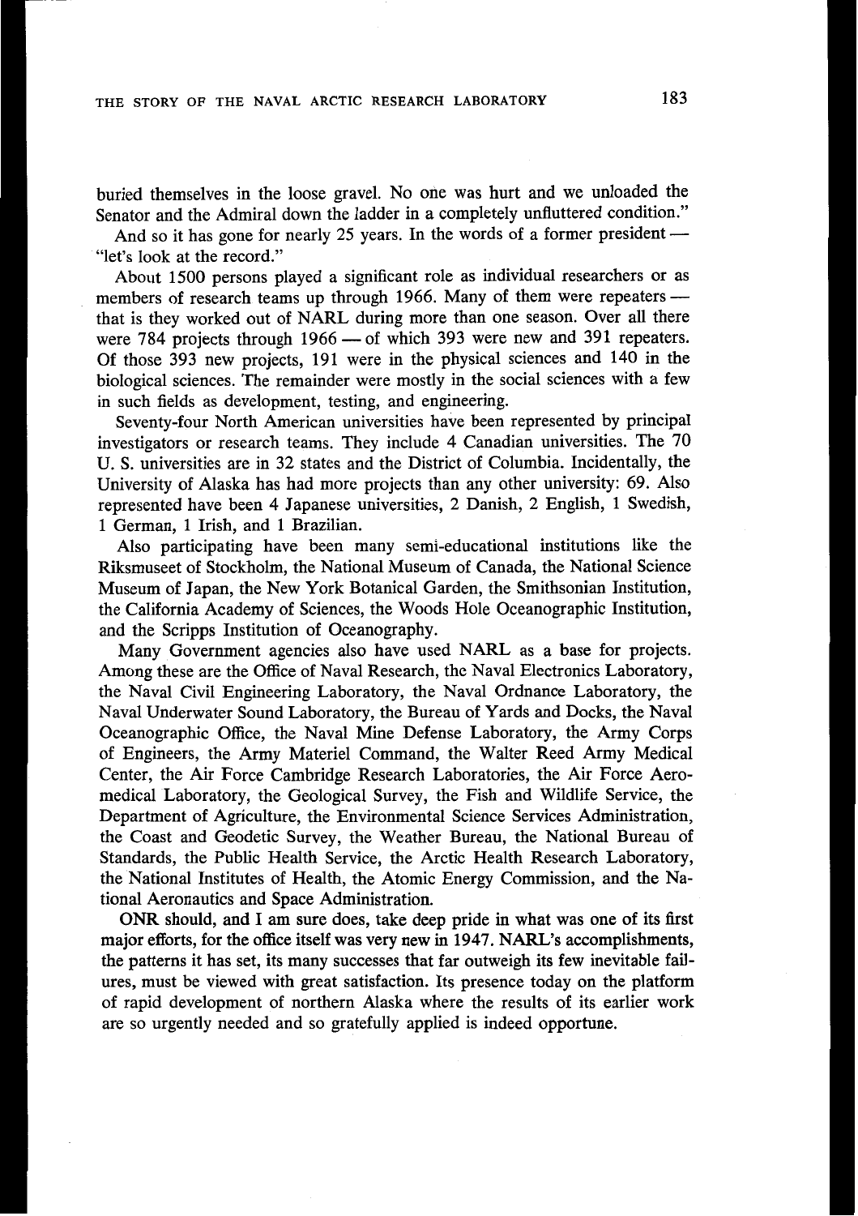buried themselves in the loose gravel. No one was hurt and we unloaded the Senator and the Admiral down the ladder in a completely unfluttered condition."

And so it has gone for nearly 25 years. In the words of a former president — "let's look at the record."

About 1500 persons played a significant role as individual researchers or as members of research teams up through 1966. Many of them were repeaters — that is they worked out of NARL during more than one season. Over all there were 784 projects through 1966 — of which 393 were new and 391 repeaters. Of those 393 new projects, 191 were in the physical sciences and 140 in the biological sciences. The remainder were mostly in the social sciences with a few in such fields as development, testing, and engineering.

Seventy-four North American universities have been represented by principal investigators or research teams. They include 4 Canadian universities. The 70 U. S. universities are in 32 states and the District of Columbia. Incidentally, the University of Alaska has had more projects than any other university: 69. Also represented have been 4 Japanese universities, 2 Danish, 2 English, 1 Swedish, 1 German, 1 Irish, and 1 Brazilian.

Also participating have been many semi-educational institutions like the Riksmuseet of Stockholm, the National Museum of Canada, the National Science Museum of Japan, the New York Botanical Garden, the Smithsonian Institution, the California Academy of Sciences, the Woods Hole Oceanographic Institution, and the Scripps Institution of Oceanography.

Many Government agencies also have used NARL as a base for projects. Among these are the Office of Naval Research, the Naval Electronics Laboratory, the Naval Civil Engineering Laboratory, the Naval Ordnance Laboratory, the Naval Underwater Sound Laboratory, the Bureau of Yards and Docks, the Naval Oceanographic Office, the Naval Mine Defense Laboratory, the Army Corps of Engineers, the Army Materiel Command, the Walter Reed Army Medical Center, the Air Force Cambridge Research Laboratories, the Air Force Aeromedical Laboratory, the Geological Survey, the Fish and Wildlife Service, the Department of Agriculture, the Environmental Science Services Administration, the Coast and Geodetic Survey, the Weather Bureau, the National Bureau of Standards, the Public Health Service, the Arctic Health Research Laboratory, the National Institutes of Health, the Atomic Energy Commission, and the National Aeronautics and Space Administration.

ONR should, and I am sure does, take deep pride in what was one of its first major efforts, for the office itself was very new in 1947. NARL's accomplishments, the patterns it has set, its many successes that far outweigh its few inevitable failures, must be viewed with great satisfaction. Its presence today on the platform of rapid development of northern Alaska where the results of its earlier work are so urgently needed and so gratefully applied is indeed opportune.